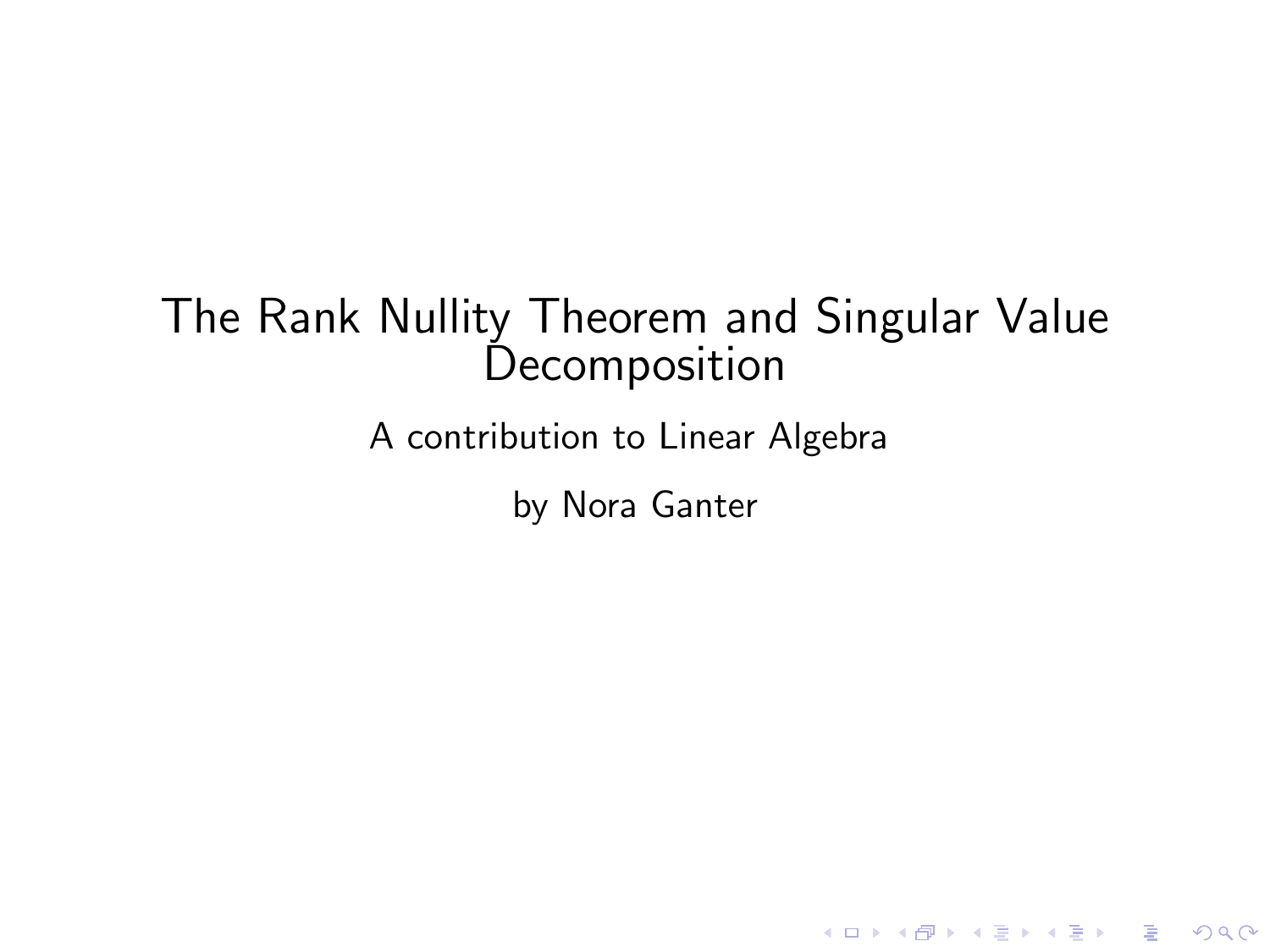# The Rank Nullity Theorem and Singular Value Decomposition

A contribution to Linear Algebra

by Nora Ganter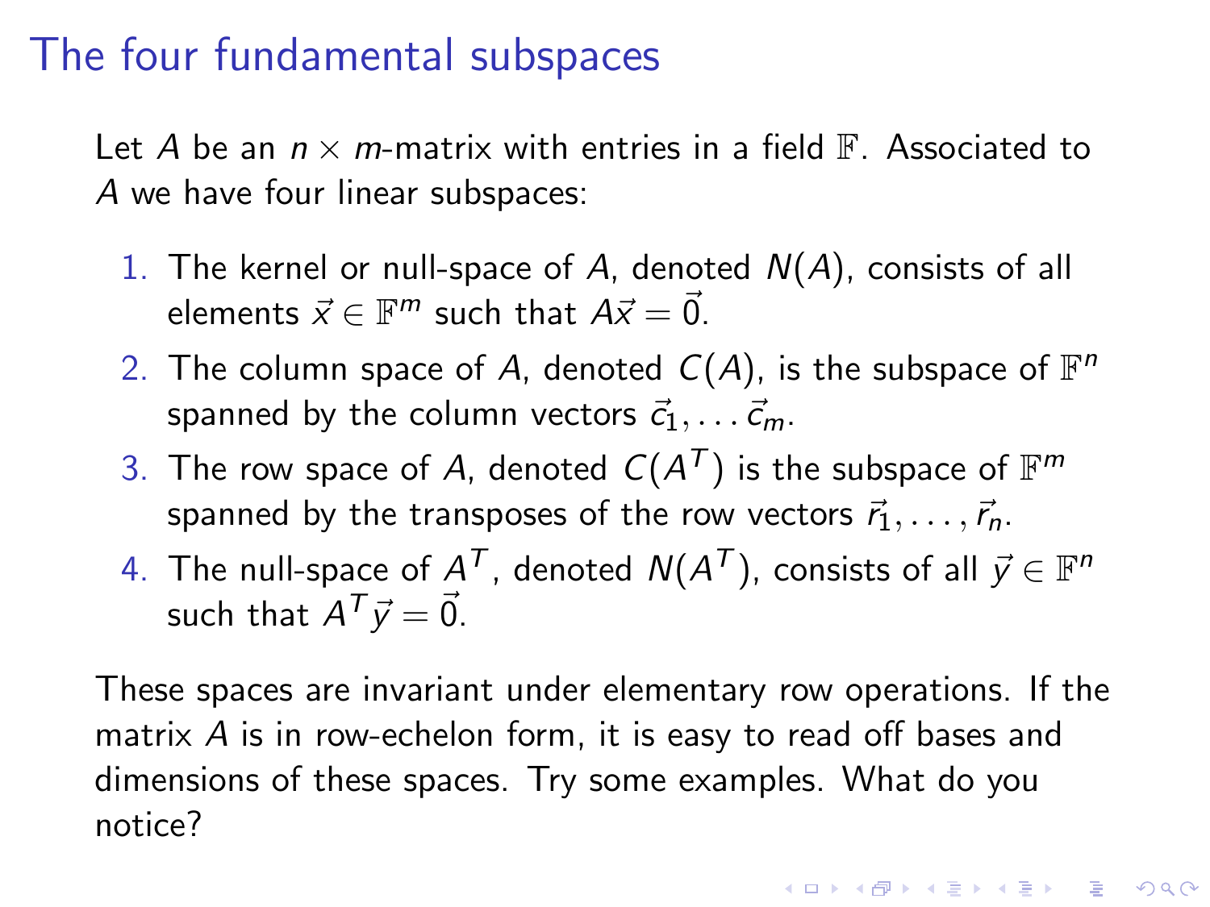# The four fundamental subspaces

Let $A$ be an $n \times m$-matrix with entries in a field $\mathbb{F}$. Associated to $A$ we have four linear subspaces:

1. The kernel or null-space of $A$, denoted $N(A)$, consists of all elements $\vec{x} \in \mathbb{F}^m$ such that $A\vec{x} = \vec{0}$.
2. The column space of $A$, denoted $C(A)$, is the subspace of $\mathbb{F}^n$ spanned by the column vectors $\vec{c}_1, \ldots \vec{c}_m$.
3. The row space of $A$, denoted $C(A^T)$ is the subspace of $\mathbb{F}^m$ spanned by the transposes of the row vectors $\vec{r}_1, \ldots, \vec{r}_n$.
4. The null-space of $A^T$, denoted $N(A^T)$, consists of all $\vec{y} \in \mathbb{F}^n$ such that $A^T\vec{y} = \vec{0}$.

These spaces are invariant under elementary row operations. If the matrix $A$ is in row-echelon form, it is easy to read off bases and dimensions of these spaces. Try some examples. What do you notice?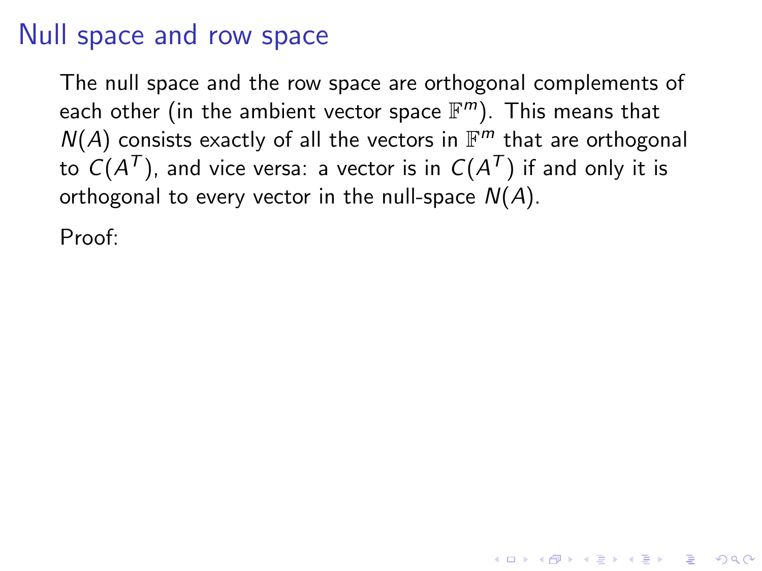# Null space and row space

The null space and the row space are orthogonal complements of each other (in the ambient vector space $\mathbb{F}^m$). This means that $N(A)$ consists exactly of all the vectors in $\mathbb{F}^m$ that are orthogonal to $C(A^T)$, and vice versa: a vector is in $C(A^T)$ if and only it is orthogonal to every vector in the null-space $N(A)$.

Proof: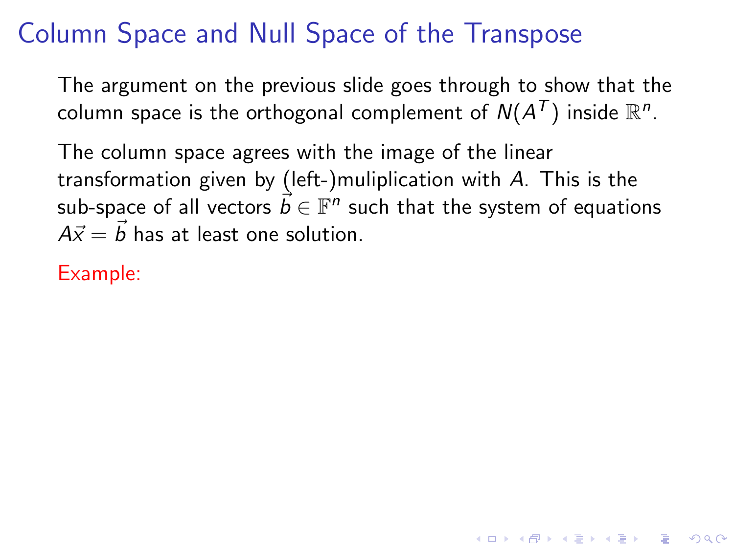# Column Space and Null Space of the Transpose

The argument on the previous slide goes through to show that the column space is the orthogonal complement of $N(A^T)$ inside $\mathbb{R}^n$.

The column space agrees with the image of the linear transformation given by (left-)muliplication with $A$. This is the sub-space of all vectors $\vec{b} \in \mathbb{F}^n$ such that the system of equations $A\vec{x} = \vec{b}$ has at least one solution.

Example: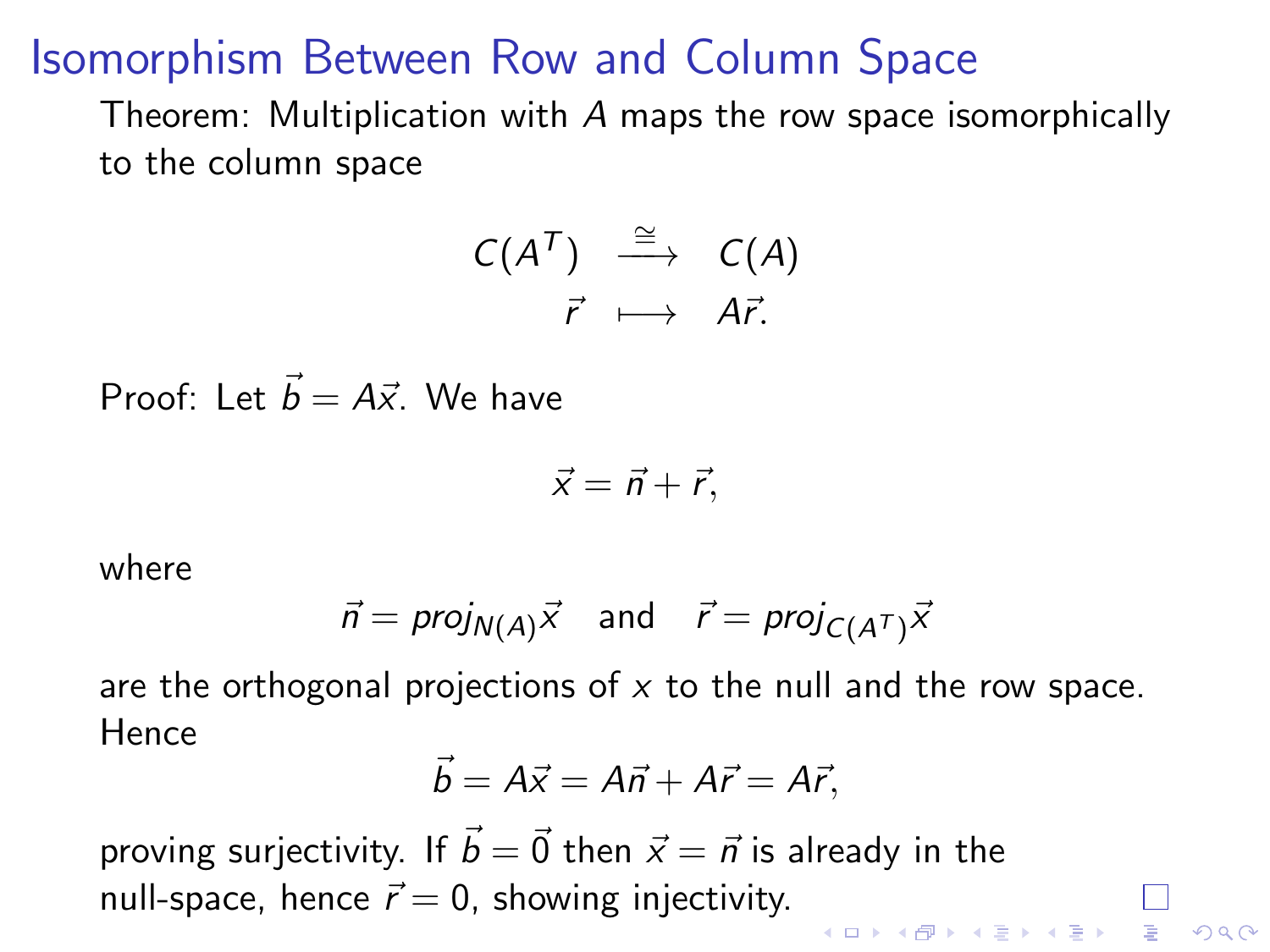# Isomorphism Between Row and Column Space

Theorem: Multiplication with $A$ maps the row space isomorphically to the column space

$$
\begin{array}{ccc}
C(A^T) & \xrightarrow{\cong} & C(A) \\
\vec{r} & \longmapsto & A\vec{r}.
\end{array}
$$

Proof: Let $\vec{b} = A\vec{x}$. We have

$$\vec{x} = \vec{n} + \vec{r},$$

where

$$\vec{n} = proj_{N(A)}\vec{x} \quad \text{and} \quad \vec{r} = proj_{C(A^T)}\vec{x}$$

are the orthogonal projections of $x$ to the null and the row space. Hence

$$\vec{b} = A\vec{x} = A\vec{n} + A\vec{r} = A\vec{r},$$

proving surjectivity. If $\vec{b} = \vec{0}$ then $\vec{x} = \vec{n}$ is already in the null-space, hence $\vec{r} = 0$, showing injectivity. □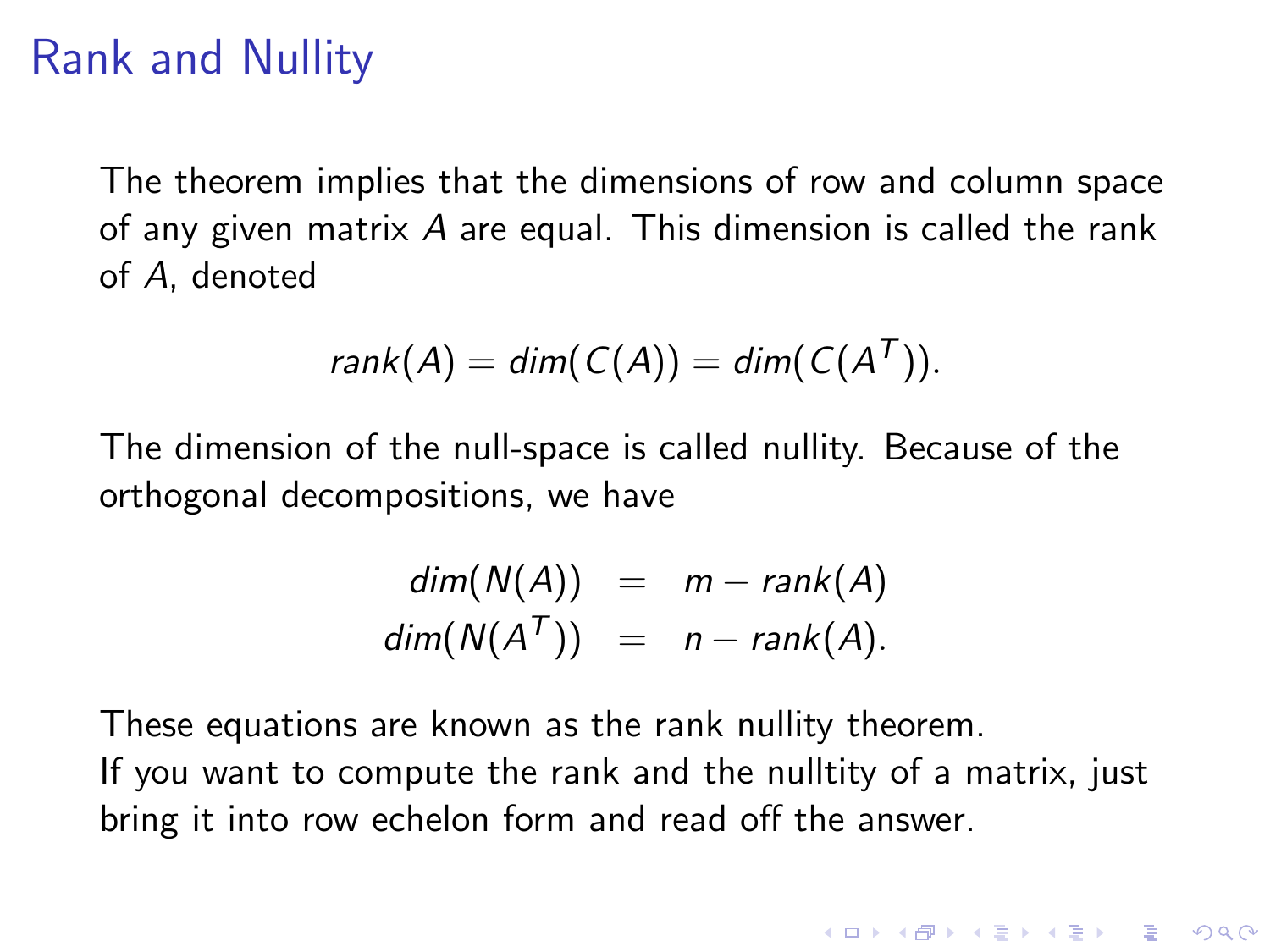# Rank and Nullity

The theorem implies that the dimensions of row and column space of any given matrix $A$ are equal. This dimension is called the rank of $A$, denoted

$$rank(A) = dim(C(A)) = dim(C(A^T)).$$

The dimension of the null-space is called nullity. Because of the orthogonal decompositions, we have

$$\begin{aligned} dim(N(A)) &= m - rank(A) \\ dim(N(A^T)) &= n - rank(A). \end{aligned}$$

These equations are known as the rank nullity theorem.
If you want to compute the rank and the nulltity of a matrix, just bring it into row echelon form and read off the answer.